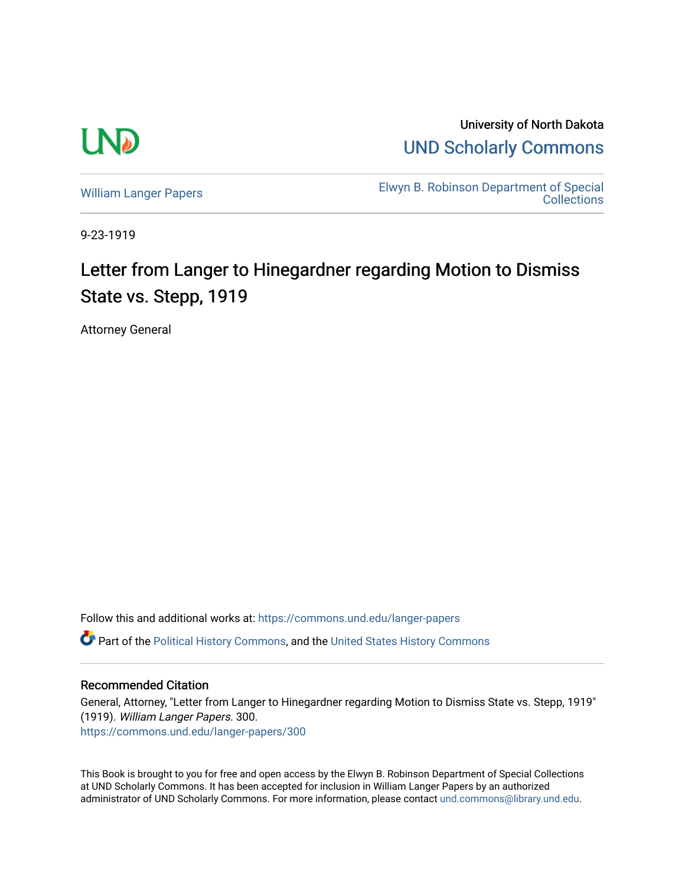University of North Dakota

UND Scholarly Commons

William Langer Papers

Elwyn B. Robinson Department of Special Collections

9-23-1919

# Letter from Langer to Hinegardner regarding Motion to Dismiss State vs. Stepp, 1919

Attorney General

Follow this and additional works at: https://commons.und.edu/langer-papers

Part of the Political History Commons, and the United States History Commons

## Recommended Citation

General, Attorney, "Letter from Langer to Hinegardner regarding Motion to Dismiss State vs. Stepp, 1919" (1919). *William Langer Papers*. 300.
https://commons.und.edu/langer-papers/300

This Book is brought to you for free and open access by the Elwyn B. Robinson Department of Special Collections at UND Scholarly Commons. It has been accepted for inclusion in William Langer Papers by an authorized administrator of UND Scholarly Commons. For more information, please contact und.commons@library.und.edu.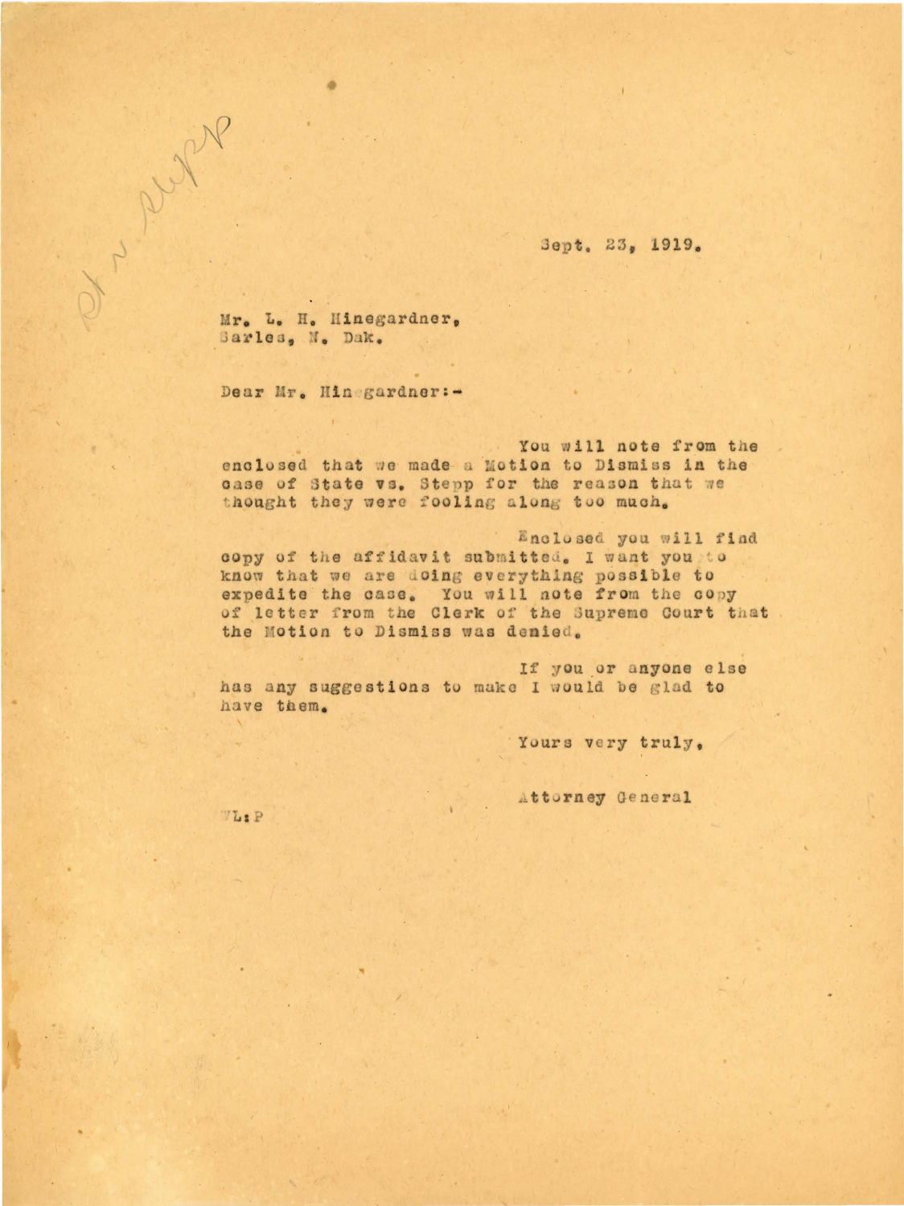Sept. 23, 1919.

Mr. L. H. Hinegardner,
Sarles, N. Dak.

Dear Mr. Hinegardner:-

You will note from the enclosed that we made a Motion to Dismiss in the case of State vs. Stepp for the reason that we thought they were fooling along too much.

Enclosed you will find copy of the affidavit submitted. I want you to know that we are doing everything possible to expedite the case. You will note from the copy of letter from the Clerk of the Supreme Court that the Motion to Dismiss was denied.

If you or anyone else has any suggestions to make I would be glad to have them.

Yours very truly,

Attorney General

WL:P